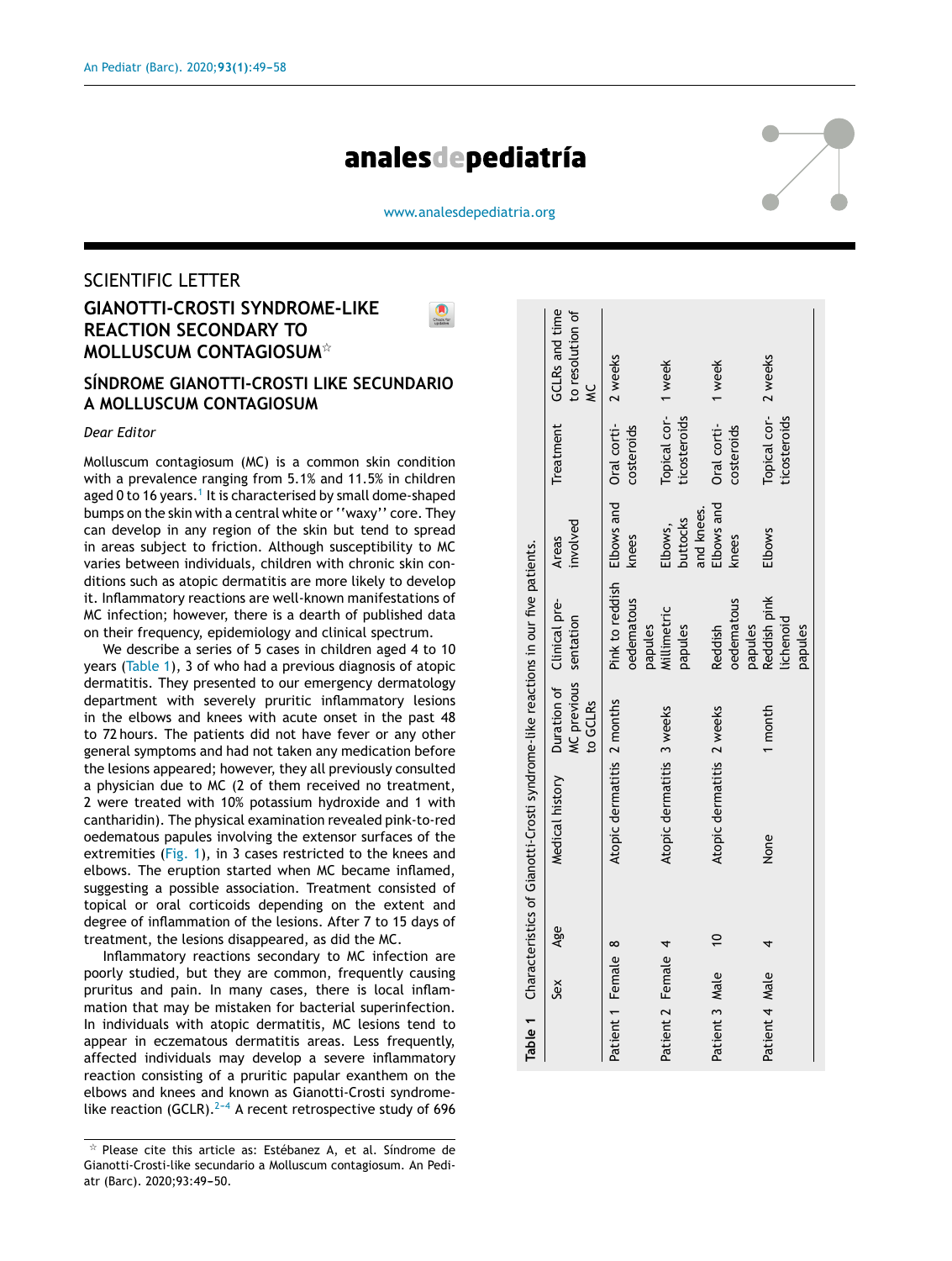## SCIENTIFIC LETTER

# GIANOTTI-CROSTI SYNDROME-LIKE REACTION SECONDARY TO MOLLUSCUM CONTAGIOSUM☆

## SÍNDROME GIANOTTI-CROSTI LIKE SECUNDARIO A MOLLUSCUM CONTAGIOSUM

*Dear Editor*

Molluscum contagiosum (MC) is a common skin condition with a prevalence ranging from 5.1% and 11.5% in children aged 0 to 16 years.[1] It is characterised by small dome-shaped bumps on the skin with a central white or ''waxy'' core. They can develop in any region of the skin but tend to spread in areas subject to friction. Although susceptibility to MC varies between individuals, children with chronic skin conditions such as atopic dermatitis are more likely to develop it. Inflammatory reactions are well-known manifestations of MC infection; however, there is a dearth of published data on their frequency, epidemiology and clinical spectrum.

We describe a series of 5 cases in children aged 4 to 10 years (Table 1), 3 of who had a previous diagnosis of atopic dermatitis. They presented to our emergency dermatology department with severely pruritic inflammatory lesions in the elbows and knees with acute onset in the past 48 to 72 hours. The patients did not have fever or any other general symptoms and had not taken any medication before the lesions appeared; however, they all previously consulted a physician due to MC (2 of them received no treatment, 2 were treated with 10% potassium hydroxide and 1 with cantharidin). The physical examination revealed pink-to-red oedematous papules involving the extensor surfaces of the extremities (Fig. 1), in 3 cases restricted to the knees and elbows. The eruption started when MC became inflamed, suggesting a possible association. Treatment consisted of topical or oral corticoids depending on the extent and degree of inflammation of the lesions. After 7 to 15 days of treatment, the lesions disappeared, as did the MC.

Inflammatory reactions secondary to MC infection are poorly studied, but they are common, frequently causing pruritus and pain. In many cases, there is local inflammation that may be mistaken for bacterial superinfection. In individuals with atopic dermatitis, MC lesions tend to appear in eczematous dermatitis areas. Less frequently, affected individuals may develop a severe inflammatory reaction consisting of a pruritic papular exanthem on the elbows and knees and known as Gianotti-Crosti syndrome-like reaction (GCLR).[2–4] A recent retrospective study of 696

**Table 1** Characteristics of Gianotti-Crosti syndrome-like reactions in our five patients.

| | Sex | Age | Medical history | Duration of MC previous to GCLRs | Clinical presentation | Areas involved | Treatment | GCLRs and time to resolution of MC |
|---|---|---|---|---|---|---|---|---|
| Patient 1 | Female | 8 | Atopic dermatitis | 2 months | Pink to reddish oedematous papules | Elbows and knees | Oral corticosteroids | 2 weeks |
| Patient 2 | Female | 4 | Atopic dermatitis | 3 weeks | Millimetric papules | Elbows, buttocks and knees. | Topical corticosteroids | 1 week |
| Patient 3 | Male | 10 | Atopic dermatitis | 2 weeks | Reddish oedematous papules | Elbows and knees | Oral corticosteroids | 1 week |
| Patient 4 | Male | 4 | None | 1 month | Reddish pink lichenoid papules | Elbows | Topical corticosteroids | 2 weeks |

☆ Please cite this article as: Estébanez A, et al. Síndrome de Gianotti-Crosti-like secundario a Molluscum contagiosum. An Pediatr (Barc). 2020;93:49–50.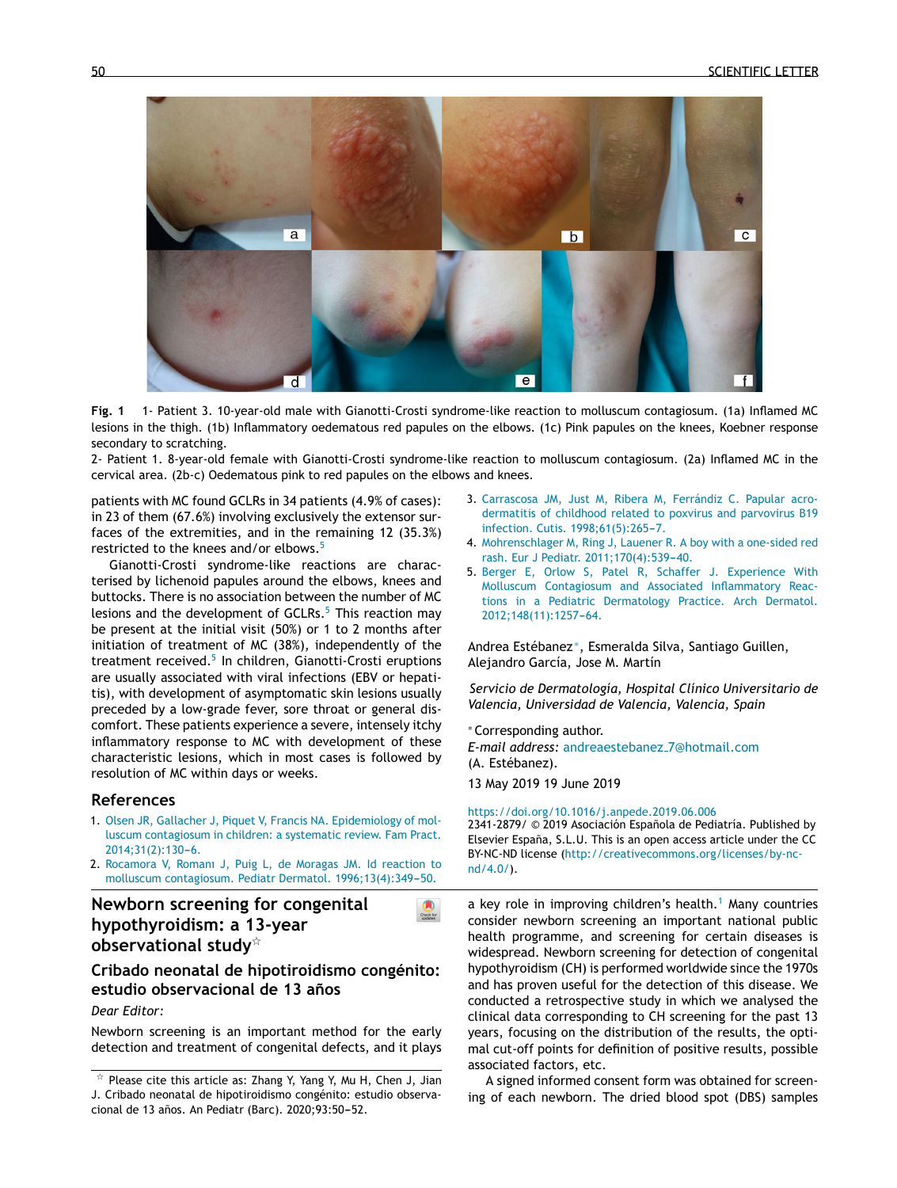**Fig. 1** 1- Patient 3. 10-year-old male with Gianotti-Crosti syndrome-like reaction to molluscum contagiosum. (1a) Inflamed MC lesions in the thigh. (1b) Inflammatory oedematous red papules on the elbows. (1c) Pink papules on the knees, Koebner response secondary to scratching.
2- Patient 1. 8-year-old female with Gianotti-Crosti syndrome-like reaction to molluscum contagiosum. (2a) Inflamed MC in the cervical area. (2b-c) Oedematous pink to red papules on the elbows and knees.

patients with MC found GCLRs in 34 patients (4.9% of cases): in 23 of them (67.6%) involving exclusively the extensor surfaces of the extremities, and in the remaining 12 (35.3%) restricted to the knees and/or elbows.[5]

Gianotti-Crosti syndrome-like reactions are characterised by lichenoid papules around the elbows, knees and buttocks. There is no association between the number of MC lesions and the development of GCLRs.[5] This reaction may be present at the initial visit (50%) or 1 to 2 months after initiation of treatment of MC (38%), independently of the treatment received.[5] In children, Gianotti-Crosti eruptions are usually associated with viral infections (EBV or hepatitis), with development of asymptomatic skin lesions usually preceded by a low-grade fever, sore throat or general discomfort. These patients experience a severe, intensely itchy inflammatory response to MC with development of these characteristic lesions, which in most cases is followed by resolution of MC within days or weeks.

## References

1. Olsen JR, Gallacher J, Piquet V, Francis NA. Epidemiology of molluscum contagiosum in children: a systematic review. Fam Pract. 2014;31(2):130–6.
2. Rocamora V, Romanı J, Puig L, de Moragas JM. Id reaction to molluscum contagiosum. Pediatr Dermatol. 1996;13(4):349–50.
3. Carrascosa JM, Just M, Ribera M, Ferrándiz C. Papular acrodermatitis of childhood related to poxvirus and parvovirus B19 infection. Cutis. 1998;61(5):265–7.
4. Mohrenschlager M, Ring J, Lauener R. A boy with a one-sided red rash. Eur J Pediatr. 2011;170(4):539–40.
5. Berger E, Orlow S, Patel R, Schaffer J. Experience With Molluscum Contagiosum and Associated Inflammatory Reactions in a Pediatric Dermatology Practice. Arch Dermatol. 2012;148(11):1257–64.

Andrea Estébanez*, Esmeralda Silva, Santiago Guillen, Alejandro García, Jose M. Martín

*Servicio de Dermatología, Hospital Clínico Universitario de Valencia, Universidad de Valencia, Valencia, Spain*

\* Corresponding author.
*E-mail address:* andreaestebanez_7@hotmail.com
(A. Estébanez).

13 May 2019 19 June 2019

https://doi.org/10.1016/j.anpede.2019.06.006
2341-2879/ © 2019 Asociación Española de Pediatría. Published by Elsevier España, S.L.U. This is an open access article under the CC BY-NC-ND license (http://creativecommons.org/licenses/by-nc-nd/4.0/).

# Newborn screening for congenital hypothyroidism: a 13-year observational study☆

## Cribado neonatal de hipotiroidismo congénito: estudio observacional de 13 años

*Dear Editor:*

Newborn screening is an important method for the early detection and treatment of congenital defects, and it plays a key role in improving children's health.[1] Many countries consider newborn screening an important national public health programme, and screening for certain diseases is widespread. Newborn screening for detection of congenital hypothyroidism (CH) is performed worldwide since the 1970s and has proven useful for the detection of this disease. We conducted a retrospective study in which we analysed the clinical data corresponding to CH screening for the past 13 years, focusing on the distribution of the results, the optimal cut-off points for definition of positive results, possible associated factors, etc.

A signed informed consent form was obtained for screening of each newborn. The dried blood spot (DBS) samples

☆ Please cite this article as: Zhang Y, Yang Y, Mu H, Chen J, Jian J. Cribado neonatal de hipotiroidismo congénito: estudio observacional de 13 años. An Pediatr (Barc). 2020;93:50–52.